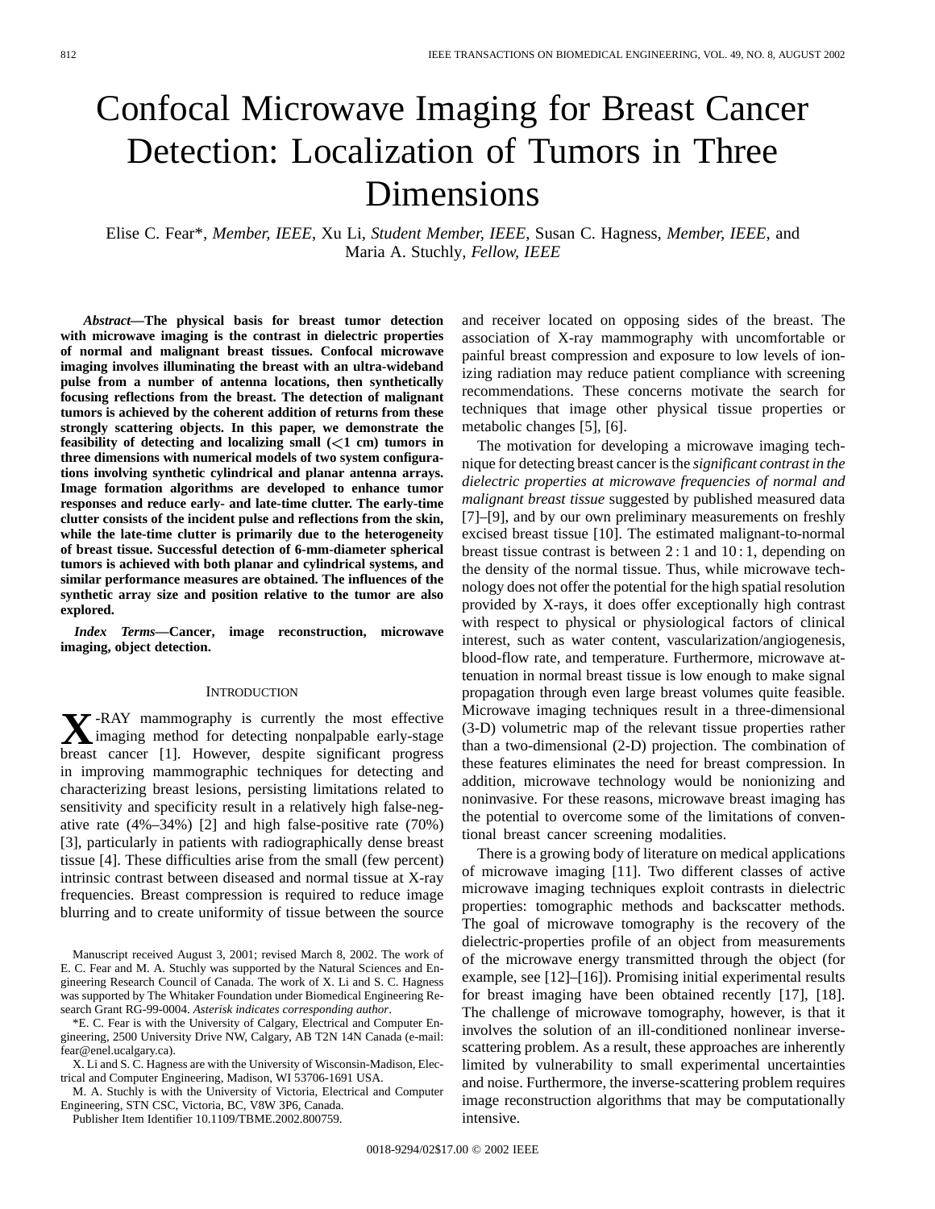# Confocal Microwave Imaging for Breast Cancer Detection: Localization of Tumors in Three Dimensions

Elise C. Fear*, *Member, IEEE*, Xu Li, *Student Member, IEEE*, Susan C. Hagness, *Member, IEEE*, and Maria A. Stuchly, *Fellow, IEEE*

***Abstract*—The physical basis for breast tumor detection with microwave imaging is the contrast in dielectric properties of normal and malignant breast tissues. Confocal microwave imaging involves illuminating the breast with an ultra-wideband pulse from a number of antenna locations, then synthetically focusing reflections from the breast. The detection of malignant tumors is achieved by the coherent addition of returns from these strongly scattering objects. In this paper, we demonstrate the feasibility of detecting and localizing small (<1 cm) tumors in three dimensions with numerical models of two system configurations involving synthetic cylindrical and planar antenna arrays. Image formation algorithms are developed to enhance tumor responses and reduce early- and late-time clutter. The early-time clutter consists of the incident pulse and reflections from the skin, while the late-time clutter is primarily due to the heterogeneity of breast tissue. Successful detection of 6-mm-diameter spherical tumors is achieved with both planar and cylindrical systems, and similar performance measures are obtained. The influences of the synthetic array size and position relative to the tumor are also explored.**

***Index Terms*—Cancer, image reconstruction, microwave imaging, object detection.**

## INTRODUCTION

X-RAY mammography is currently the most effective imaging method for detecting nonpalpable early-stage breast cancer [1]. However, despite significant progress in improving mammographic techniques for detecting and characterizing breast lesions, persisting limitations related to sensitivity and specificity result in a relatively high false-negative rate (4%–34%) [2] and high false-positive rate (70%) [3], particularly in patients with radiographically dense breast tissue [4]. These difficulties arise from the small (few percent) intrinsic contrast between diseased and normal tissue at X-ray frequencies. Breast compression is required to reduce image blurring and to create uniformity of tissue between the source and receiver located on opposing sides of the breast. The association of X-ray mammography with uncomfortable or painful breast compression and exposure to low levels of ionizing radiation may reduce patient compliance with screening recommendations. These concerns motivate the search for techniques that image other physical tissue properties or metabolic changes [5], [6].

The motivation for developing a microwave imaging technique for detecting breast cancer is the *significant contrast in the dielectric properties at microwave frequencies of normal and malignant breast tissue* suggested by published measured data [7]–[9], and by our own preliminary measurements on freshly excised breast tissue [10]. The estimated malignant-to-normal breast tissue contrast is between 2 : 1 and 10 : 1, depending on the density of the normal tissue. Thus, while microwave technology does not offer the potential for the high spatial resolution provided by X-rays, it does offer exceptionally high contrast with respect to physical or physiological factors of clinical interest, such as water content, vascularization/angiogenesis, blood-flow rate, and temperature. Furthermore, microwave attenuation in normal breast tissue is low enough to make signal propagation through even large breast volumes quite feasible. Microwave imaging techniques result in a three-dimensional (3-D) volumetric map of the relevant tissue properties rather than a two-dimensional (2-D) projection. The combination of these features eliminates the need for breast compression. In addition, microwave technology would be nonionizing and noninvasive. For these reasons, microwave breast imaging has the potential to overcome some of the limitations of conventional breast cancer screening modalities.

There is a growing body of literature on medical applications of microwave imaging [11]. Two different classes of active microwave imaging techniques exploit contrasts in dielectric properties: tomographic methods and backscatter methods. The goal of microwave tomography is the recovery of the dielectric-properties profile of an object from measurements of the microwave energy transmitted through the object (for example, see [12]–[16]). Promising initial experimental results for breast imaging have been obtained recently [17], [18]. The challenge of microwave tomography, however, is that it involves the solution of an ill-conditioned nonlinear inverse-scattering problem. As a result, these approaches are inherently limited by vulnerability to small experimental uncertainties and noise. Furthermore, the inverse-scattering problem requires image reconstruction algorithms that may be computationally intensive.

Manuscript received August 3, 2001; revised March 8, 2002. The work of E. C. Fear and M. A. Stuchly was supported by the Natural Sciences and Engineering Research Council of Canada. The work of X. Li and S. C. Hagness was supported by The Whitaker Foundation under Biomedical Engineering Research Grant RG-99-0004. *Asterisk indicates corresponding author*.

*E. C. Fear is with the University of Calgary, Electrical and Computer Engineering, 2500 University Drive NW, Calgary, AB T2N 14N Canada (e-mail: fear@enel.ucalgary.ca).

X. Li and S. C. Hagness are with the University of Wisconsin-Madison, Electrical and Computer Engineering, Madison, WI 53706-1691 USA.

M. A. Stuchly is with the University of Victoria, Electrical and Computer Engineering, STN CSC, Victoria, BC, V8W 3P6, Canada.

Publisher Item Identifier 10.1109/TBME.2002.800759.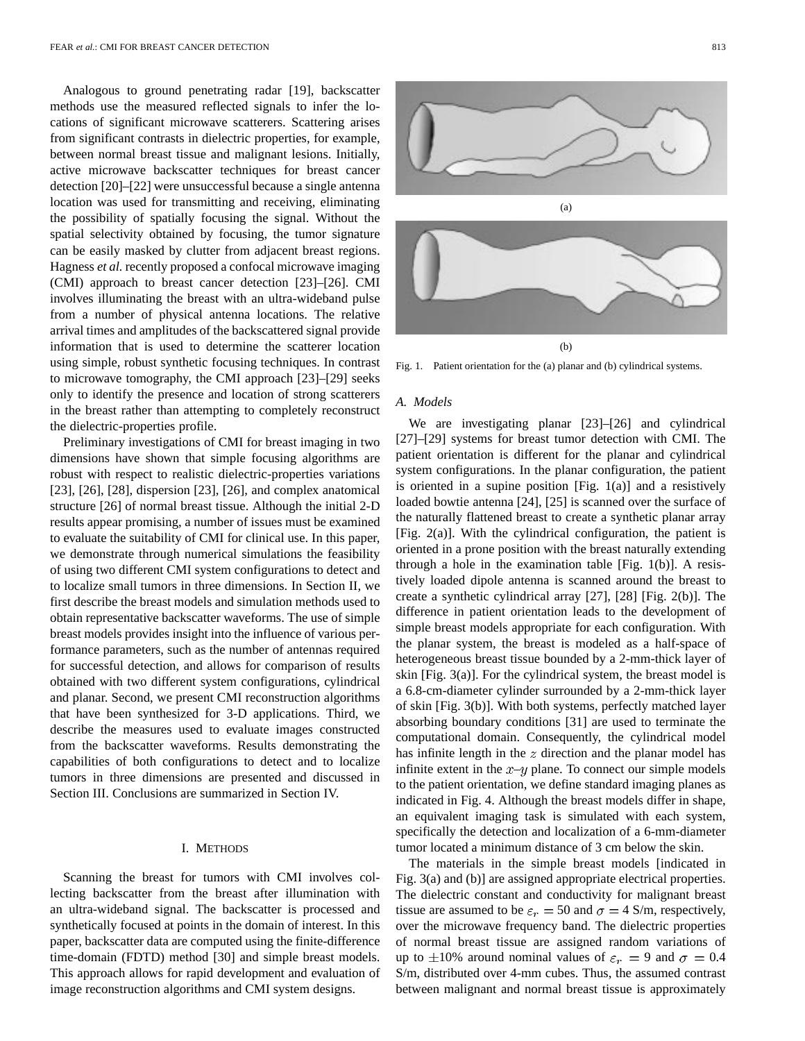Analogous to ground penetrating radar [19], backscatter methods use the measured reflected signals to infer the locations of significant microwave scatterers. Scattering arises from significant contrasts in dielectric properties, for example, between normal breast tissue and malignant lesions. Initially, active microwave backscatter techniques for breast cancer detection [20]–[22] were unsuccessful because a single antenna location was used for transmitting and receiving, eliminating the possibility of spatially focusing the signal. Without the spatial selectivity obtained by focusing, the tumor signature can be easily masked by clutter from adjacent breast regions. Hagness *et al.* recently proposed a confocal microwave imaging (CMI) approach to breast cancer detection [23]–[26]. CMI involves illuminating the breast with an ultra-wideband pulse from a number of physical antenna locations. The relative arrival times and amplitudes of the backscattered signal provide information that is used to determine the scatterer location using simple, robust synthetic focusing techniques. In contrast to microwave tomography, the CMI approach [23]–[29] seeks only to identify the presence and location of strong scatterers in the breast rather than attempting to completely reconstruct the dielectric-properties profile.

Preliminary investigations of CMI for breast imaging in two dimensions have shown that simple focusing algorithms are robust with respect to realistic dielectric-properties variations [23], [26], [28], dispersion [23], [26], and complex anatomical structure [26] of normal breast tissue. Although the initial 2-D results appear promising, a number of issues must be examined to evaluate the suitability of CMI for clinical use. In this paper, we demonstrate through numerical simulations the feasibility of using two different CMI system configurations to detect and to localize small tumors in three dimensions. In Section II, we first describe the breast models and simulation methods used to obtain representative backscatter waveforms. The use of simple breast models provides insight into the influence of various performance parameters, such as the number of antennas required for successful detection, and allows for comparison of results obtained with two different system configurations, cylindrical and planar. Second, we present CMI reconstruction algorithms that have been synthesized for 3-D applications. Third, we describe the measures used to evaluate images constructed from the backscatter waveforms. Results demonstrating the capabilities of both configurations to detect and to localize tumors in three dimensions are presented and discussed in Section III. Conclusions are summarized in Section IV.

## I. Methods

Scanning the breast for tumors with CMI involves collecting backscatter from the breast after illumination with an ultra-wideband signal. The backscatter is processed and synthetically focused at points in the domain of interest. In this paper, backscatter data are computed using the finite-difference time-domain (FDTD) method [30] and simple breast models. This approach allows for rapid development and evaluation of image reconstruction algorithms and CMI system designs.

(a)

(b)

Fig. 1. Patient orientation for the (a) planar and (b) cylindrical systems.

### A. Models

We are investigating planar [23]–[26] and cylindrical [27]–[29] systems for breast tumor detection with CMI. The patient orientation is different for the planar and cylindrical system configurations. In the planar configuration, the patient is oriented in a supine position [Fig. 1(a)] and a resistively loaded bowtie antenna [24], [25] is scanned over the surface of the naturally flattened breast to create a synthetic planar array [Fig. 2(a)]. With the cylindrical configuration, the patient is oriented in a prone position with the breast naturally extending through a hole in the examination table [Fig. 1(b)]. A resistively loaded dipole antenna is scanned around the breast to create a synthetic cylindrical array [27], [28] [Fig. 2(b)]. The difference in patient orientation leads to the development of simple breast models appropriate for each configuration. With the planar system, the breast is modeled as a half-space of heterogeneous breast tissue bounded by a 2-mm-thick layer of skin [Fig. 3(a)]. For the cylindrical system, the breast model is a 6.8-cm-diameter cylinder surrounded by a 2-mm-thick layer of skin [Fig. 3(b)]. With both systems, perfectly matched layer absorbing boundary conditions [31] are used to terminate the computational domain. Consequently, the cylindrical model has infinite length in the $z$ direction and the planar model has infinite extent in the $x$–$y$ plane. To connect our simple models to the patient orientation, we define standard imaging planes as indicated in Fig. 4. Although the breast models differ in shape, an equivalent imaging task is simulated with each system, specifically the detection and localization of a 6-mm-diameter tumor located a minimum distance of 3 cm below the skin.

The materials in the simple breast models [indicated in Fig. 3(a) and (b)] are assigned appropriate electrical properties. The dielectric constant and conductivity for malignant breast tissue are assumed to be $\varepsilon_r = 50$ and $\sigma = 4$ S/m, respectively, over the microwave frequency band. The dielectric properties of normal breast tissue are assigned random variations of up to $\pm 10\%$ around nominal values of $\varepsilon_r = 9$ and $\sigma = 0.4$ S/m, distributed over 4-mm cubes. Thus, the assumed contrast between malignant and normal breast tissue is approximately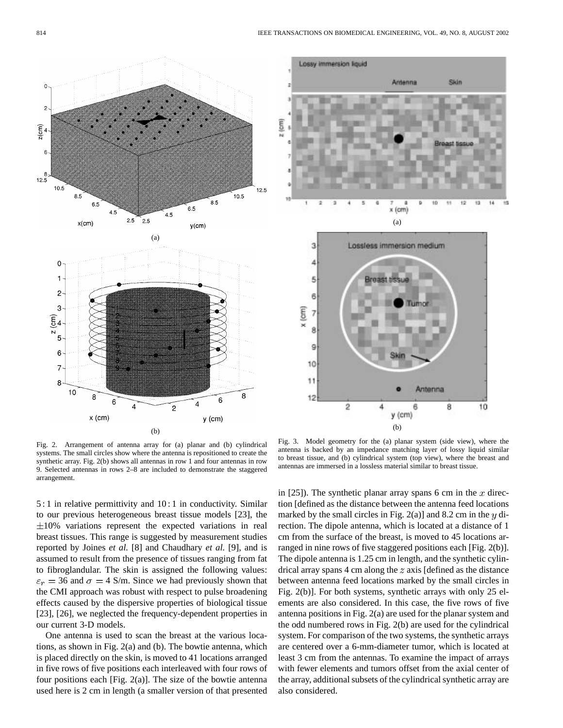Fig. 2. Arrangement of antenna array for (a) planar and (b) cylindrical systems. The small circles show where the antenna is repositioned to create the synthetic array. Fig. 2(b) shows all antennas in row 1 and four antennas in row 9. Selected antennas in rows 2–8 are included to demonstrate the staggered arrangement.

Fig. 3. Model geometry for the (a) planar system (side view), where the antenna is backed by an impedance matching layer of lossy liquid similar to breast tissue, and (b) cylindrical system (top view), where the breast and antennas are immersed in a lossless material similar to breast tissue.

5 : 1 in relative permittivity and 10 : 1 in conductivity. Similar to our previous heterogeneous breast tissue models [23], the $\pm 10\%$ variations represent the expected variations in real breast tissues. This range is suggested by measurement studies reported by Joines *et al.* [8] and Chaudhary *et al.* [9], and is assumed to result from the presence of tissues ranging from fat to fibroglandular. The skin is assigned the following values: $\varepsilon_r = 36$ and $\sigma = 4$ S/m. Since we had previously shown that the CMI approach was robust with respect to pulse broadening effects caused by the dispersive properties of biological tissue [23], [26], we neglected the frequency-dependent properties in our current 3-D models.

One antenna is used to scan the breast at the various locations, as shown in Fig. 2(a) and (b). The bowtie antenna, which is placed directly on the skin, is moved to 41 locations arranged in five rows of five positions each interleaved with four rows of four positions each [Fig. 2(a)]. The size of the bowtie antenna used here is 2 cm in length (a smaller version of that presented in [25]). The synthetic planar array spans 6 cm in the $x$ direction [defined as the distance between the antenna feed locations marked by the small circles in Fig. 2(a)] and 8.2 cm in the $y$ direction. The dipole antenna, which is located at a distance of 1 cm from the surface of the breast, is moved to 45 locations arranged in nine rows of five staggered positions each [Fig. 2(b)]. The dipole antenna is 1.25 cm in length, and the synthetic cylindrical array spans 4 cm along the $z$ axis [defined as the distance between antenna feed locations marked by the small circles in Fig. 2(b)]. For both systems, synthetic arrays with only 25 elements are also considered. In this case, the five rows of five antenna positions in Fig. 2(a) are used for the planar system and the odd numbered rows in Fig. 2(b) are used for the cylindrical system. For comparison of the two systems, the synthetic arrays are centered over a 6-mm-diameter tumor, which is located at least 3 cm from the antennas. To examine the impact of arrays with fewer elements and tumors offset from the axial center of the array, additional subsets of the cylindrical synthetic array are also considered.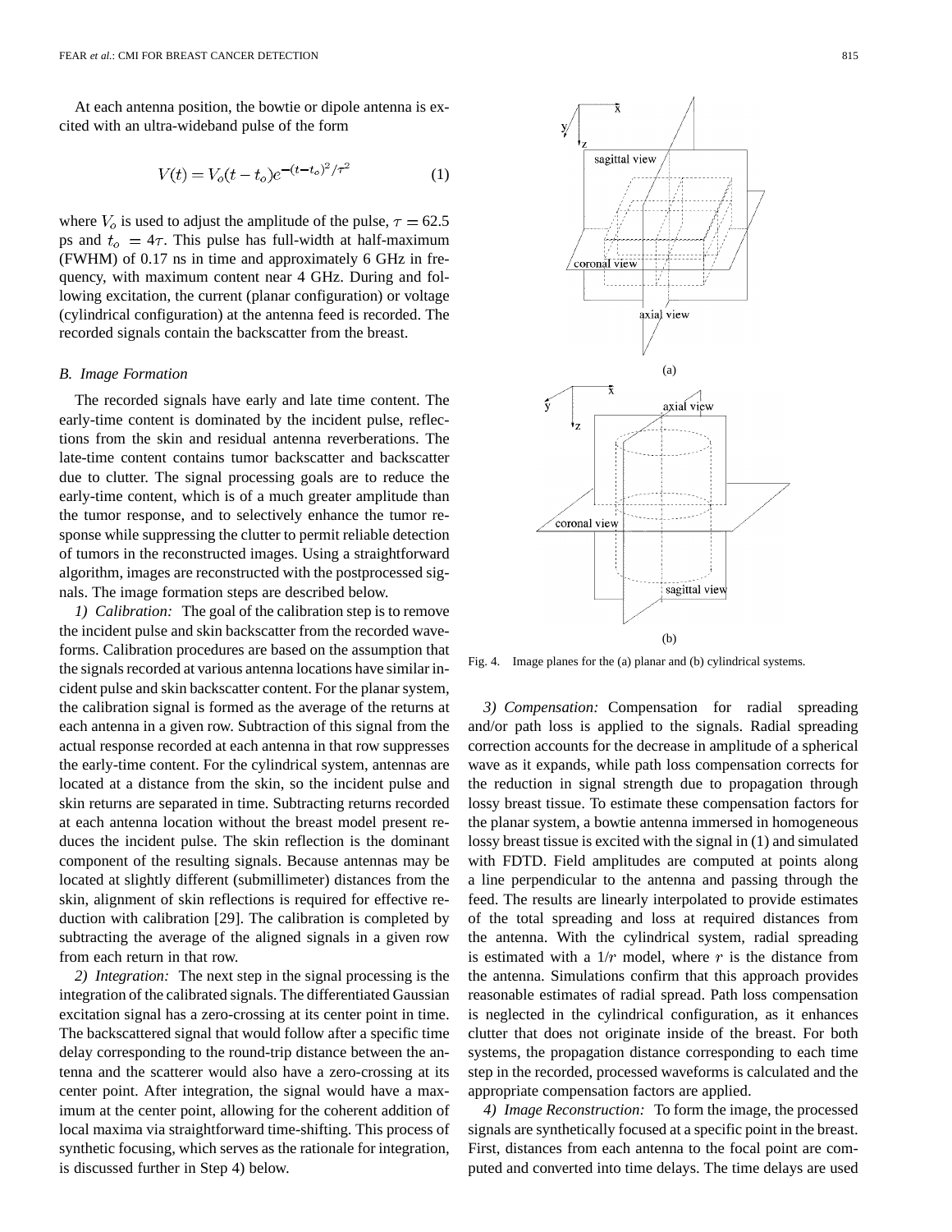At each antenna position, the bowtie or dipole antenna is excited with an ultra-wideband pulse of the form

$$V(t) = V_o(t - t_o)e^{-(t-t_o)^2/\tau^2} \tag{1}$$

where $V_o$ is used to adjust the amplitude of the pulse, $\tau = 62.5$ ps and $t_o = 4\tau$. This pulse has full-width at half-maximum (FWHM) of 0.17 ns in time and approximately 6 GHz in frequency, with maximum content near 4 GHz. During and following excitation, the current (planar configuration) or voltage (cylindrical configuration) at the antenna feed is recorded. The recorded signals contain the backscatter from the breast.

### *B. Image Formation*

The recorded signals have early and late time content. The early-time content is dominated by the incident pulse, reflections from the skin and residual antenna reverberations. The late-time content contains tumor backscatter and backscatter due to clutter. The signal processing goals are to reduce the early-time content, which is of a much greater amplitude than the tumor response, and to selectively enhance the tumor response while suppressing the clutter to permit reliable detection of tumors in the reconstructed images. Using a straightforward algorithm, images are reconstructed with the postprocessed signals. The image formation steps are described below.

*1) Calibration:* The goal of the calibration step is to remove the incident pulse and skin backscatter from the recorded waveforms. Calibration procedures are based on the assumption that the signals recorded at various antenna locations have similar incident pulse and skin backscatter content. For the planar system, the calibration signal is formed as the average of the returns at each antenna in a given row. Subtraction of this signal from the actual response recorded at each antenna in that row suppresses the early-time content. For the cylindrical system, antennas are located at a distance from the skin, so the incident pulse and skin returns are separated in time. Subtracting returns recorded at each antenna location without the breast model present reduces the incident pulse. The skin reflection is the dominant component of the resulting signals. Because antennas may be located at slightly different (submillimeter) distances from the skin, alignment of skin reflections is required for effective reduction with calibration [29]. The calibration is completed by subtracting the average of the aligned signals in a given row from each return in that row.

*2) Integration:* The next step in the signal processing is the integration of the calibrated signals. The differentiated Gaussian excitation signal has a zero-crossing at its center point in time. The backscattered signal that would follow after a specific time delay corresponding to the round-trip distance between the antenna and the scatterer would also have a zero-crossing at its center point. After integration, the signal would have a maximum at the center point, allowing for the coherent addition of local maxima via straightforward time-shifting. This process of synthetic focusing, which serves as the rationale for integration, is discussed further in Step 4) below.

Fig. 4. Image planes for the (a) planar and (b) cylindrical systems.

*3) Compensation:* Compensation for radial spreading and/or path loss is applied to the signals. Radial spreading correction accounts for the decrease in amplitude of a spherical wave as it expands, while path loss compensation corrects for the reduction in signal strength due to propagation through lossy breast tissue. To estimate these compensation factors for the planar system, a bowtie antenna immersed in homogeneous lossy breast tissue is excited with the signal in (1) and simulated with FDTD. Field amplitudes are computed at points along a line perpendicular to the antenna and passing through the feed. The results are linearly interpolated to provide estimates of the total spreading and loss at required distances from the antenna. With the cylindrical system, radial spreading is estimated with a $1/r$ model, where $r$ is the distance from the antenna. Simulations confirm that this approach provides reasonable estimates of radial spread. Path loss compensation is neglected in the cylindrical configuration, as it enhances clutter that does not originate inside of the breast. For both systems, the propagation distance corresponding to each time step in the recorded, processed waveforms is calculated and the appropriate compensation factors are applied.

*4) Image Reconstruction:* To form the image, the processed signals are synthetically focused at a specific point in the breast. First, distances from each antenna to the focal point are computed and converted into time delays. The time delays are used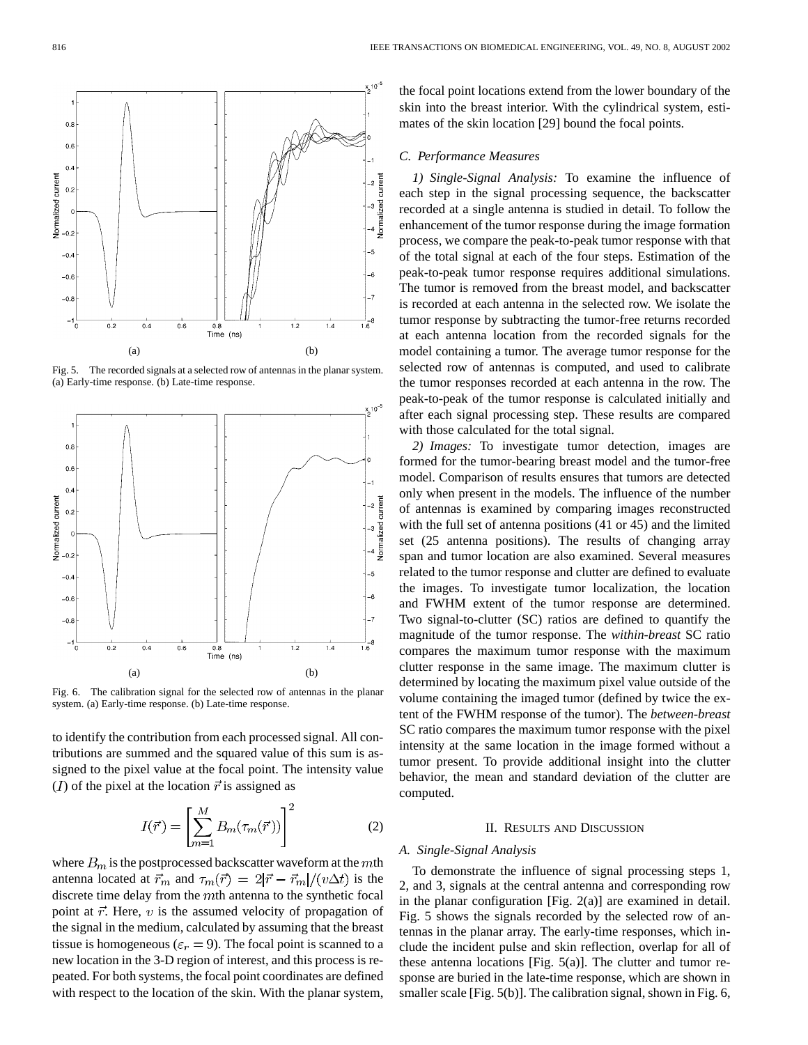Fig. 5. The recorded signals at a selected row of antennas in the planar system. (a) Early-time response. (b) Late-time response.

Fig. 6. The calibration signal for the selected row of antennas in the planar system. (a) Early-time response. (b) Late-time response.

to identify the contribution from each processed signal. All contributions are summed and the squared value of this sum is assigned to the pixel value at the focal point. The intensity value ($I$) of the pixel at the location $\vec{r}$ is assigned as

$$I(\vec{r}) = \left[ \sum_{m=1}^{M} B_m(\tau_m(\vec{r})) \right]^2 \tag{2}$$

where $B_m$ is the postprocessed backscatter waveform at the $m$th antenna located at $\vec{r}_m$ and $\tau_m(\vec{r}) = 2|\vec{r} - \vec{r}_m|/(v\Delta t)$ is the discrete time delay from the $m$th antenna to the synthetic focal point at $\vec{r}$. Here, $v$ is the assumed velocity of propagation of the signal in the medium, calculated by assuming that the breast tissue is homogeneous ($\varepsilon_r = 9$). The focal point is scanned to a new location in the 3-D region of interest, and this process is repeated. For both systems, the focal point coordinates are defined with respect to the location of the skin. With the planar system, the focal point locations extend from the lower boundary of the skin into the breast interior. With the cylindrical system, estimates of the skin location [29] bound the focal points.

### C. Performance Measures

*1) Single-Signal Analysis:* To examine the influence of each step in the signal processing sequence, the backscatter recorded at a single antenna is studied in detail. To follow the enhancement of the tumor response during the image formation process, we compare the peak-to-peak tumor response with that of the total signal at each of the four steps. Estimation of the peak-to-peak tumor response requires additional simulations. The tumor is removed from the breast model, and backscatter is recorded at each antenna in the selected row. We isolate the tumor response by subtracting the tumor-free returns recorded at each antenna location from the recorded signals for the model containing a tumor. The average tumor response for the selected row of antennas is computed, and used to calibrate the tumor responses recorded at each antenna in the row. The peak-to-peak of the tumor response is calculated initially and after each signal processing step. These results are compared with those calculated for the total signal.

*2) Images:* To investigate tumor detection, images are formed for the tumor-bearing breast model and the tumor-free model. Comparison of results ensures that tumors are detected only when present in the models. The influence of the number of antennas is examined by comparing images reconstructed with the full set of antenna positions (41 or 45) and the limited set (25 antenna positions). The results of changing array span and tumor location are also examined. Several measures related to the tumor response and clutter are defined to evaluate the images. To investigate tumor localization, the location and FWHM extent of the tumor response are determined. Two signal-to-clutter (SC) ratios are defined to quantify the magnitude of the tumor response. The *within-breast* SC ratio compares the maximum tumor response with the maximum clutter response in the same image. The maximum clutter is determined by locating the maximum pixel value outside of the volume containing the imaged tumor (defined by twice the extent of the FWHM response of the tumor). The *between-breast* SC ratio compares the maximum tumor response with the pixel intensity at the same location in the image formed without a tumor present. To provide additional insight into the clutter behavior, the mean and standard deviation of the clutter are computed.

## II. Results and Discussion

### A. Single-Signal Analysis

To demonstrate the influence of signal processing steps 1, 2, and 3, signals at the central antenna and corresponding row in the planar configuration [Fig. 2(a)] are examined in detail. Fig. 5 shows the signals recorded by the selected row of antennas in the planar array. The early-time responses, which include the incident pulse and skin reflection, overlap for all of these antenna locations [Fig. 5(a)]. The clutter and tumor response are buried in the late-time response, which are shown in smaller scale [Fig. 5(b)]. The calibration signal, shown in Fig. 6,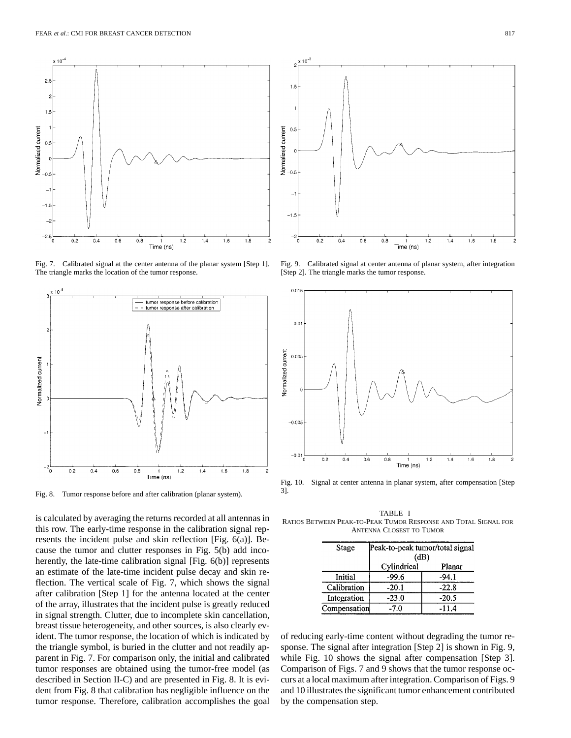Fig. 7. Calibrated signal at the center antenna of the planar system [Step 1]. The triangle marks the location of the tumor response.

Fig. 9. Calibrated signal at center antenna of planar system, after integration [Step 2]. The triangle marks the tumor response.

Fig. 8. Tumor response before and after calibration (planar system).

Fig. 10. Signal at center antenna in planar system, after compensation [Step 3].

is calculated by averaging the returns recorded at all antennas in this row. The early-time response in the calibration signal represents the incident pulse and skin reflection [Fig. 6(a)]. Because the tumor and clutter responses in Fig. 5(b) add incoherently, the late-time calibration signal [Fig. 6(b)] represents an estimate of the late-time incident pulse decay and skin reflection. The vertical scale of Fig. 7, which shows the signal after calibration [Step 1] for the antenna located at the center of the array, illustrates that the incident pulse is greatly reduced in signal strength. Clutter, due to incomplete skin cancellation, breast tissue heterogeneity, and other sources, is also clearly evident. The tumor response, the location of which is indicated by the triangle symbol, is buried in the clutter and not readily apparent in Fig. 7. For comparison only, the initial and calibrated tumor responses are obtained using the tumor-free model (as described in Section II-C) and are presented in Fig. 8. It is evident from Fig. 8 that calibration has negligible influence on the tumor response. Therefore, calibration accomplishes the goal of reducing early-time content without degrading the tumor response. The signal after integration [Step 2] is shown in Fig. 9, while Fig. 10 shows the signal after compensation [Step 3]. Comparison of Figs. 7 and 9 shows that the tumor response occurs at a local maximum after integration. Comparison of Figs. 9 and 10 illustrates the significant tumor enhancement contributed by the compensation step.

TABLE I
RATIOS BETWEEN PEAK-TO-PEAK TUMOR RESPONSE AND TOTAL SIGNAL FOR ANTENNA CLOSEST TO TUMOR

| Stage | Peak-to-peak tumor/total signal (dB) | |
|---|---|---|
| | Cylindrical | Planar |
| Initial | -99.6 | -94.1 |
| Calibration | -20.1 | -22.8 |
| Integration | -23.0 | -20.5 |
| Compensation | -7.0 | -11.4 |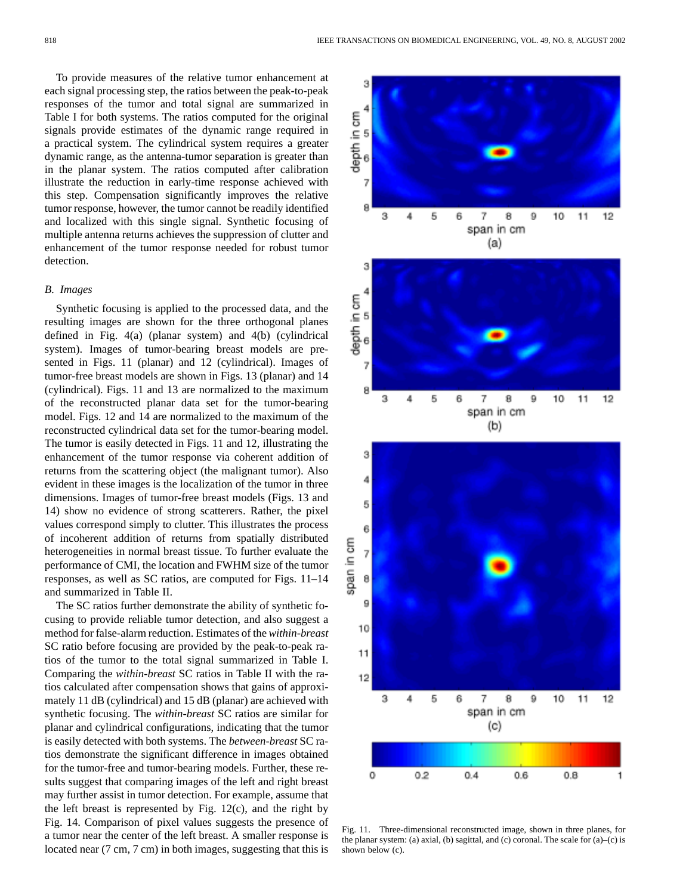To provide measures of the relative tumor enhancement at each signal processing step, the ratios between the peak-to-peak responses of the tumor and total signal are summarized in Table I for both systems. The ratios computed for the original signals provide estimates of the dynamic range required in a practical system. The cylindrical system requires a greater dynamic range, as the antenna-tumor separation is greater than in the planar system. The ratios computed after calibration illustrate the reduction in early-time response achieved with this step. Compensation significantly improves the relative tumor response, however, the tumor cannot be readily identified and localized with this single signal. Synthetic focusing of multiple antenna returns achieves the suppression of clutter and enhancement of the tumor response needed for robust tumor detection.

### B. Images

Synthetic focusing is applied to the processed data, and the resulting images are shown for the three orthogonal planes defined in Fig. 4(a) (planar system) and 4(b) (cylindrical system). Images of tumor-bearing breast models are presented in Figs. 11 (planar) and 12 (cylindrical). Images of tumor-free breast models are shown in Figs. 13 (planar) and 14 (cylindrical). Figs. 11 and 13 are normalized to the maximum of the reconstructed planar data set for the tumor-bearing model. Figs. 12 and 14 are normalized to the maximum of the reconstructed cylindrical data set for the tumor-bearing model. The tumor is easily detected in Figs. 11 and 12, illustrating the enhancement of the tumor response via coherent addition of returns from the scattering object (the malignant tumor). Also evident in these images is the localization of the tumor in three dimensions. Images of tumor-free breast models (Figs. 13 and 14) show no evidence of strong scatterers. Rather, the pixel values correspond simply to clutter. This illustrates the process of incoherent addition of returns from spatially distributed heterogeneities in normal breast tissue. To further evaluate the performance of CMI, the location and FWHM size of the tumor responses, as well as SC ratios, are computed for Figs. 11–14 and summarized in Table II.

The SC ratios further demonstrate the ability of synthetic focusing to provide reliable tumor detection, and also suggest a method for false-alarm reduction. Estimates of the *within-breast* SC ratio before focusing are provided by the peak-to-peak ratios of the tumor to the total signal summarized in Table I. Comparing the *within-breast* SC ratios in Table II with the ratios calculated after compensation shows that gains of approximately 11 dB (cylindrical) and 15 dB (planar) are achieved with synthetic focusing. The *within-breast* SC ratios are similar for planar and cylindrical configurations, indicating that the tumor is easily detected with both systems. The *between-breast* SC ratios demonstrate the significant difference in images obtained for the tumor-free and tumor-bearing models. Further, these results suggest that comparing images of the left and right breast may further assist in tumor detection. For example, assume that the left breast is represented by Fig. 12(c), and the right by Fig. 14. Comparison of pixel values suggests the presence of a tumor near the center of the left breast. A smaller response is located near (7 cm, 7 cm) in both images, suggesting that this is

Fig. 11. Three-dimensional reconstructed image, shown in three planes, for the planar system: (a) axial, (b) sagittal, and (c) coronal. The scale for (a)–(c) is shown below (c).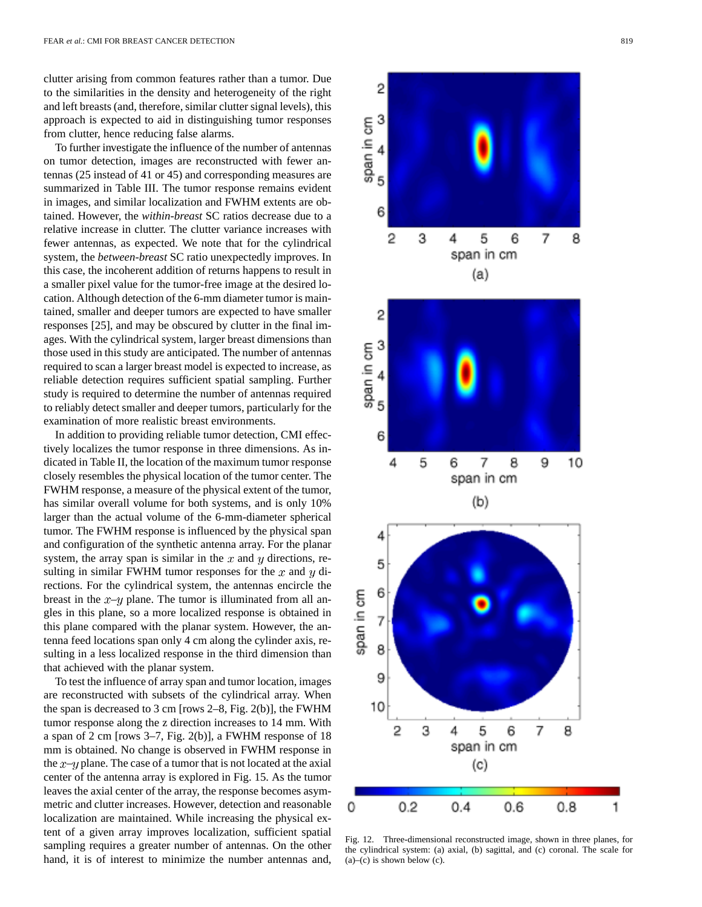clutter arising from common features rather than a tumor. Due to the similarities in the density and heterogeneity of the right and left breasts (and, therefore, similar clutter signal levels), this approach is expected to aid in distinguishing tumor responses from clutter, hence reducing false alarms.

To further investigate the influence of the number of antennas on tumor detection, images are reconstructed with fewer antennas (25 instead of 41 or 45) and corresponding measures are summarized in Table III. The tumor response remains evident in images, and similar localization and FWHM extents are obtained. However, the *within-breast* SC ratios decrease due to a relative increase in clutter. The clutter variance increases with fewer antennas, as expected. We note that for the cylindrical system, the *between-breast* SC ratio unexpectedly improves. In this case, the incoherent addition of returns happens to result in a smaller pixel value for the tumor-free image at the desired location. Although detection of the 6-mm diameter tumor is maintained, smaller and deeper tumors are expected to have smaller responses [25], and may be obscured by clutter in the final images. With the cylindrical system, larger breast dimensions than those used in this study are anticipated. The number of antennas required to scan a larger breast model is expected to increase, as reliable detection requires sufficient spatial sampling. Further study is required to determine the number of antennas required to reliably detect smaller and deeper tumors, particularly for the examination of more realistic breast environments.

In addition to providing reliable tumor detection, CMI effectively localizes the tumor response in three dimensions. As indicated in Table II, the location of the maximum tumor response closely resembles the physical location of the tumor center. The FWHM response, a measure of the physical extent of the tumor, has similar overall volume for both systems, and is only 10% larger than the actual volume of the 6-mm-diameter spherical tumor. The FWHM response is influenced by the physical span and configuration of the synthetic antenna array. For the planar system, the array span is similar in the $x$ and $y$ directions, resulting in similar FWHM tumor responses for the $x$ and $y$ directions. For the cylindrical system, the antennas encircle the breast in the $x$–$y$ plane. The tumor is illuminated from all angles in this plane, so a more localized response is obtained in this plane compared with the planar system. However, the antenna feed locations span only 4 cm along the cylinder axis, resulting in a less localized response in the third dimension than that achieved with the planar system.

To test the influence of array span and tumor location, images are reconstructed with subsets of the cylindrical array. When the span is decreased to 3 cm [rows 2–8, Fig. 2(b)], the FWHM tumor response along the z direction increases to 14 mm. With a span of 2 cm [rows 3–7, Fig. 2(b)], a FWHM response of 18 mm is obtained. No change is observed in FWHM response in the $x$–$y$ plane. The case of a tumor that is not located at the axial center of the antenna array is explored in Fig. 15. As the tumor leaves the axial center of the array, the response becomes asymmetric and clutter increases. However, detection and reasonable localization are maintained. While increasing the physical extent of a given array improves localization, sufficient spatial sampling requires a greater number of antennas. On the other hand, it is of interest to minimize the number antennas and,

Fig. 12. Three-dimensional reconstructed image, shown in three planes, for the cylindrical system: (a) axial, (b) sagittal, and (c) coronal. The scale for (a)–(c) is shown below (c).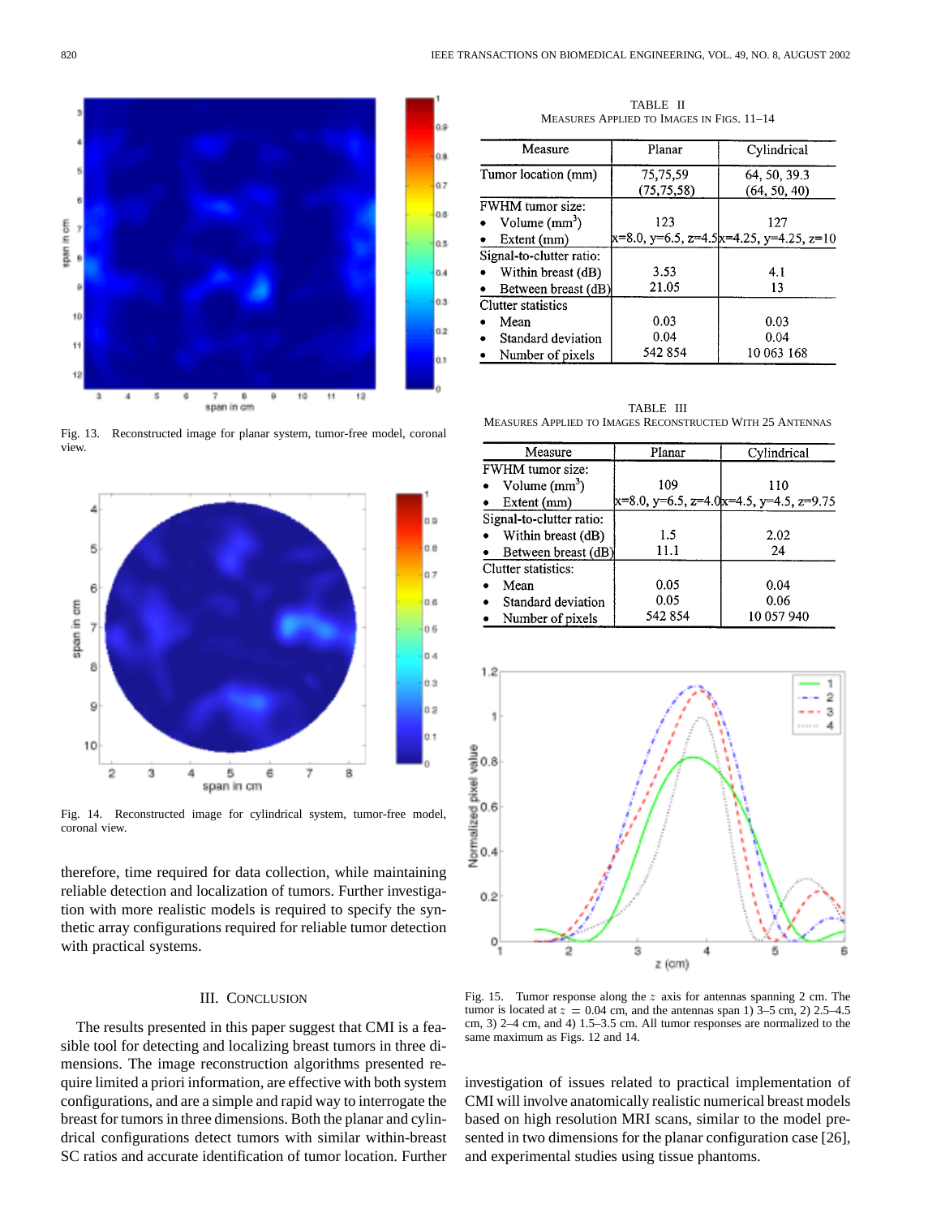Fig. 13. Reconstructed image for planar system, tumor-free model, coronal view.

Fig. 14. Reconstructed image for cylindrical system, tumor-free model, coronal view.

therefore, time required for data collection, while maintaining reliable detection and localization of tumors. Further investigation with more realistic models is required to specify the synthetic array configurations required for reliable tumor detection with practical systems.

## III. Conclusion

The results presented in this paper suggest that CMI is a feasible tool for detecting and localizing breast tumors in three dimensions. The image reconstruction algorithms presented require limited a priori information, are effective with both system configurations, and are a simple and rapid way to interrogate the breast for tumors in three dimensions. Both the planar and cylindrical configurations detect tumors with similar within-breast SC ratios and accurate identification of tumor location. Further investigation of issues related to practical implementation of CMI will involve anatomically realistic numerical breast models based on high resolution MRI scans, similar to the model presented in two dimensions for the planar configuration case [26], and experimental studies using tissue phantoms.

TABLE II
Measures Applied to Images in Figs. 11–14

| Measure | Planar | Cylindrical |
|---|---|---|
| Tumor location (mm) | 75,75,59 (75,75,58) | 64, 50, 39.3 (64, 50, 40) |
| FWHM tumor size: | | |
| • Volume (mm$^3$) | 123 | 127 |
| • Extent (mm) | x=8.0, y=6.5, z=4.5 | x=4.25, y=4.25, z=10 |
| Signal-to-clutter ratio: | | |
| • Within breast (dB) | 3.53 | 4.1 |
| • Between breast (dB) | 21.05 | 13 |
| Clutter statistics | | |
| • Mean | 0.03 | 0.03 |
| • Standard deviation | 0.04 | 0.04 |
| • Number of pixels | 542 854 | 10 063 168 |

TABLE III
Measures Applied to Images Reconstructed With 25 Antennas

| Measure | Planar | Cylindrical |
|---|---|---|
| FWHM tumor size: | | |
| • Volume (mm$^3$) | 109 | 110 |
| • Extent (mm) | x=8.0, y=6.5, z=4.0 | x=4.5, y=4.5, z=9.75 |
| Signal-to-clutter ratio: | | |
| • Within breast (dB) | 1.5 | 2.02 |
| • Between breast (dB) | 11.1 | 24 |
| Clutter statistics: | | |
| • Mean | 0.05 | 0.04 |
| • Standard deviation | 0.05 | 0.06 |
| • Number of pixels | 542 854 | 10 057 940 |

Fig. 15. Tumor response along the $z$ axis for antennas spanning 2 cm. The tumor is located at $z = 0.04$ cm, and the antennas span 1) 3–5 cm, 2) 2.5–4.5 cm, 3) 2–4 cm, and 4) 1.5–3.5 cm. All tumor responses are normalized to the same maximum as Figs. 12 and 14.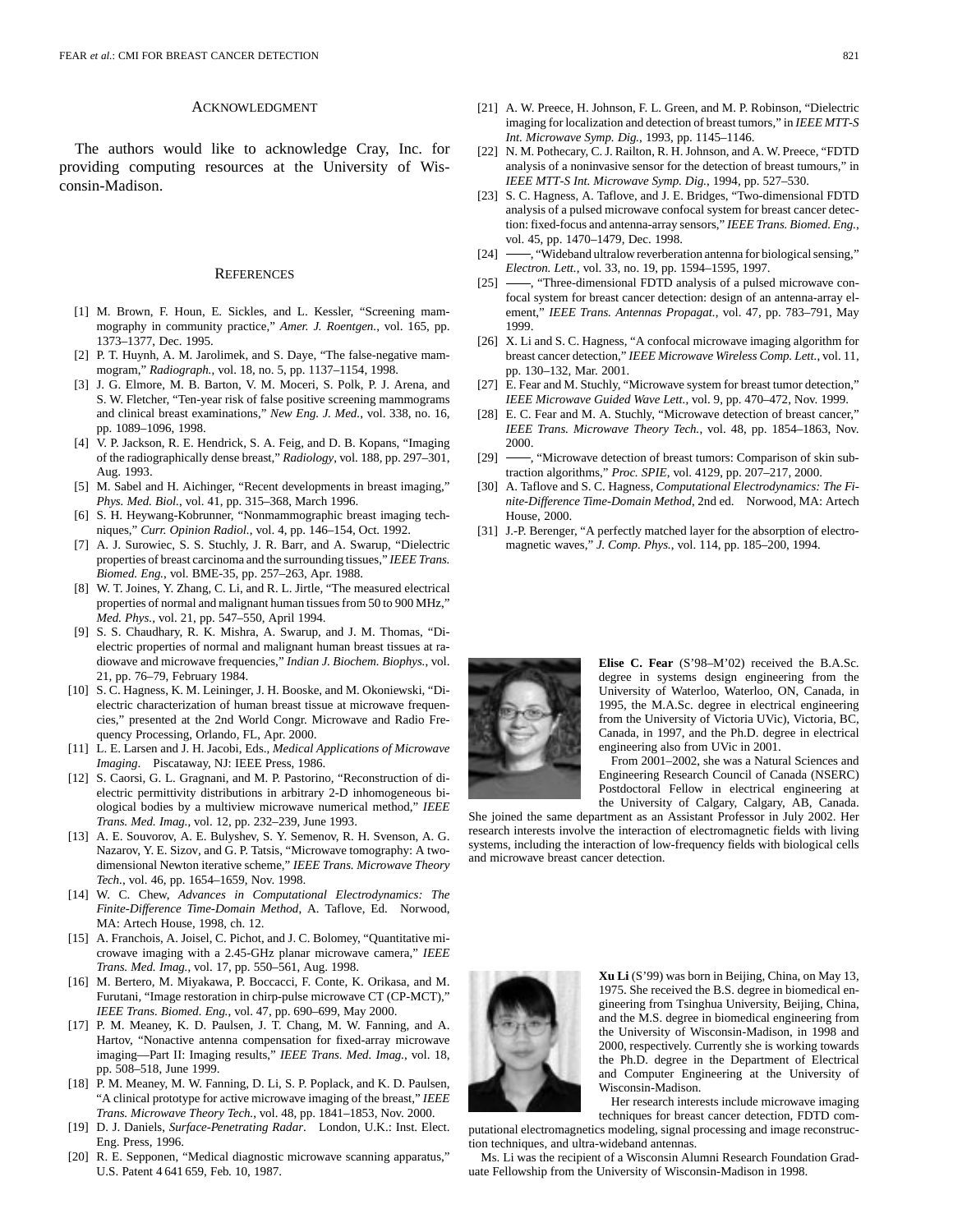## ACKNOWLEDGMENT

The authors would like to acknowledge Cray, Inc. for providing computing resources at the University of Wisconsin-Madison.

## REFERENCES

[1] M. Brown, F. Houn, E. Sickles, and L. Kessler, "Screening mammography in community practice," *Amer. J. Roentgen.*, vol. 165, pp. 1373–1377, Dec. 1995.

[2] P. T. Huynh, A. M. Jarolimek, and S. Daye, "The false-negative mammogram," *Radiograph.*, vol. 18, no. 5, pp. 1137–1154, 1998.

[3] J. G. Elmore, M. B. Barton, V. M. Moceri, S. Polk, P. J. Arena, and S. W. Fletcher, "Ten-year risk of false positive screening mammograms and clinical breast examinations," *New Eng. J. Med.*, vol. 338, no. 16, pp. 1089–1096, 1998.

[4] V. P. Jackson, R. E. Hendrick, S. A. Feig, and D. B. Kopans, "Imaging of the radiographically dense breast," *Radiology*, vol. 188, pp. 297–301, Aug. 1993.

[5] M. Sabel and H. Aichinger, "Recent developments in breast imaging," *Phys. Med. Biol.*, vol. 41, pp. 315–368, March 1996.

[6] S. H. Heywang-Kobrunner, "Nonmammographic breast imaging techniques," *Curr. Opinion Radiol.*, vol. 4, pp. 146–154, Oct. 1992.

[7] A. J. Surowiec, S. S. Stuchly, J. R. Barr, and A. Swarup, "Dielectric properties of breast carcinoma and the surrounding tissues," *IEEE Trans. Biomed. Eng.*, vol. BME-35, pp. 257–263, Apr. 1988.

[8] W. T. Joines, Y. Zhang, C. Li, and R. L. Jirtle, "The measured electrical properties of normal and malignant human tissues from 50 to 900 MHz," *Med. Phys.*, vol. 21, pp. 547–550, April 1994.

[9] S. S. Chaudhary, R. K. Mishra, A. Swarup, and J. M. Thomas, "Dielectric properties of normal and malignant human breast tissues at radiowave and microwave frequencies," *Indian J. Biochem. Biophys.*, vol. 21, pp. 76–79, February 1984.

[10] S. C. Hagness, K. M. Leininger, J. H. Booske, and M. Okoniewski, "Dielectric characterization of human breast tissue at microwave frequencies," presented at the 2nd World Congr. Microwave and Radio Frequency Processing, Orlando, FL, Apr. 2000.

[11] L. E. Larsen and J. H. Jacobi, Eds., *Medical Applications of Microwave Imaging*. Piscataway, NJ: IEEE Press, 1986.

[12] S. Caorsi, G. L. Gragnani, and M. P. Pastorino, "Reconstruction of dielectric permittivity distributions in arbitrary 2-D inhomogeneous biological bodies by a multiview microwave numerical method," *IEEE Trans. Med. Imag.*, vol. 12, pp. 232–239, June 1993.

[13] A. E. Souvorov, A. E. Bulyshev, S. Y. Semenov, R. H. Svenson, A. G. Nazarov, Y. E. Sizov, and G. P. Tatsis, "Microwave tomography: A two-dimensional Newton iterative scheme," *IEEE Trans. Microwave Theory Tech.*, vol. 46, pp. 1654–1659, Nov. 1998.

[14] W. C. Chew, *Advances in Computational Electrodynamics: The Finite-Difference Time-Domain Method*, A. Taflove, Ed. Norwood, MA: Artech House, 1998, ch. 12.

[15] A. Franchois, A. Joisel, C. Pichot, and J. C. Bolomey, "Quantitative microwave imaging with a 2.45-GHz planar microwave camera," *IEEE Trans. Med. Imag.*, vol. 17, pp. 550–561, Aug. 1998.

[16] M. Bertero, M. Miyakawa, P. Boccacci, F. Conte, K. Orikasa, and M. Furutani, "Image restoration in chirp-pulse microwave CT (CP-MCT)," *IEEE Trans. Biomed. Eng.*, vol. 47, pp. 690–699, May 2000.

[17] P. M. Meaney, K. D. Paulsen, J. T. Chang, M. W. Fanning, and A. Hartov, "Nonactive antenna compensation for fixed-array microwave imaging—Part II: Imaging results," *IEEE Trans. Med. Imag.*, vol. 18, pp. 508–518, June 1999.

[18] P. M. Meaney, M. W. Fanning, D. Li, S. P. Poplack, and K. D. Paulsen, "A clinical prototype for active microwave imaging of the breast," *IEEE Trans. Microwave Theory Tech.*, vol. 48, pp. 1841–1853, Nov. 2000.

[19] D. J. Daniels, *Surface-Penetrating Radar*. London, U.K.: Inst. Elect. Eng. Press, 1996.

[20] R. E. Sepponen, "Medical diagnostic microwave scanning apparatus," U.S. Patent 4 641 659, Feb. 10, 1987.

[21] A. W. Preece, H. Johnson, F. L. Green, and M. P. Robinson, "Dielectric imaging for localization and detection of breast tumors," in *IEEE MTT-S Int. Microwave Symp. Dig.*, 1993, pp. 1145–1146.

[22] N. M. Pothecary, C. J. Railton, R. H. Johnson, and A. W. Preece, "FDTD analysis of a noninvasive sensor for the detection of breast tumours," in *IEEE MTT-S Int. Microwave Symp. Dig.*, 1994, pp. 527–530.

[23] S. C. Hagness, A. Taflove, and J. E. Bridges, "Two-dimensional FDTD analysis of a pulsed microwave confocal system for breast cancer detection: fixed-focus and antenna-array sensors," *IEEE Trans. Biomed. Eng.*, vol. 45, pp. 1470–1479, Dec. 1998.

[24] ——, "Wideband ultralow reverberation antenna for biological sensing," *Electron. Lett.*, vol. 33, no. 19, pp. 1594–1595, 1997.

[25] ——, "Three-dimensional FDTD analysis of a pulsed microwave confocal system for breast cancer detection: design of an antenna-array element," *IEEE Trans. Antennas Propagat.*, vol. 47, pp. 783–791, May 1999.

[26] X. Li and S. C. Hagness, "A confocal microwave imaging algorithm for breast cancer detection," *IEEE Microwave Wireless Comp. Lett.*, vol. 11, pp. 130–132, Mar. 2001.

[27] E. Fear and M. Stuchly, "Microwave system for breast tumor detection," *IEEE Microwave Guided Wave Lett.*, vol. 9, pp. 470–472, Nov. 1999.

[28] E. C. Fear and M. A. Stuchly, "Microwave detection of breast cancer," *IEEE Trans. Microwave Theory Tech.*, vol. 48, pp. 1854–1863, Nov. 2000.

[29] ——, "Microwave detection of breast tumors: Comparison of skin subtraction algorithms," *Proc. SPIE*, vol. 4129, pp. 207–217, 2000.

[30] A. Taflove and S. C. Hagness, *Computational Electrodynamics: The Finite-Difference Time-Domain Method*, 2nd ed. Norwood, MA: Artech House, 2000.

[31] J.-P. Berenger, "A perfectly matched layer for the absorption of electromagnetic waves," *J. Comp. Phys.*, vol. 114, pp. 185–200, 1994.

**Elise C. Fear** (S'98–M'02) received the B.A.Sc. degree in systems design engineering from the University of Waterloo, Waterloo, ON, Canada, in 1995, the M.A.Sc. degree in electrical engineering from the University of Victoria UVic), Victoria, BC, Canada, in 1997, and the Ph.D. degree in electrical engineering also from UVic in 2001.

From 2001–2002, she was a Natural Sciences and Engineering Research Council of Canada (NSERC) Postdoctoral Fellow in electrical engineering at the University of Calgary, Calgary, AB, Canada. She joined the same department as an Assistant Professor in July 2002. Her research interests involve the interaction of electromagnetic fields with living systems, including the interaction of low-frequency fields with biological cells and microwave breast cancer detection.

**Xu Li** (S'99) was born in Beijing, China, on May 13, 1975. She received the B.S. degree in biomedical engineering from Tsinghua University, Beijing, China, and the M.S. degree in biomedical engineering from the University of Wisconsin-Madison, in 1998 and 2000, respectively. Currently she is working towards the Ph.D. degree in the Department of Electrical and Computer Engineering at the University of Wisconsin-Madison.

Her research interests include microwave imaging techniques for breast cancer detection, FDTD computational electromagnetics modeling, signal processing and image reconstruction techniques, and ultra-wideband antennas.

Ms. Li was the recipient of a Wisconsin Alumni Research Foundation Graduate Fellowship from the University of Wisconsin-Madison in 1998.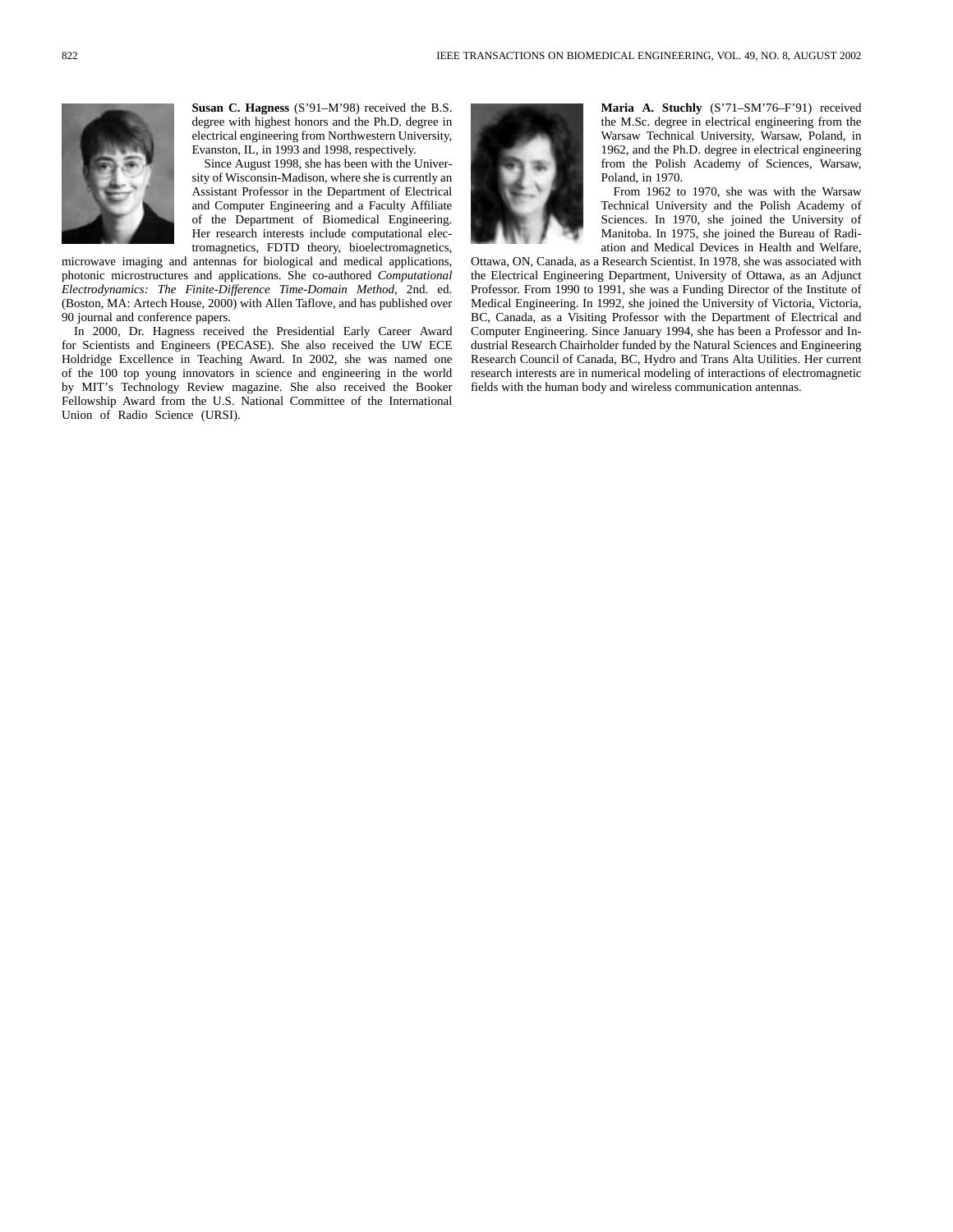**Susan C. Hagness** (S'91–M'98) received the B.S. degree with highest honors and the Ph.D. degree in electrical engineering from Northwestern University, Evanston, IL, in 1993 and 1998, respectively.

Since August 1998, she has been with the University of Wisconsin-Madison, where she is currently an Assistant Professor in the Department of Electrical and Computer Engineering and a Faculty Affiliate of the Department of Biomedical Engineering. Her research interests include computational electromagnetics, FDTD theory, bioelectromagnetics, microwave imaging and antennas for biological and medical applications, photonic microstructures and applications. She co-authored *Computational Electrodynamics: The Finite-Difference Time-Domain Method*, 2nd. ed. (Boston, MA: Artech House, 2000) with Allen Taflove, and has published over 90 journal and conference papers.

In 2000, Dr. Hagness received the Presidential Early Career Award for Scientists and Engineers (PECASE). She also received the UW ECE Holdridge Excellence in Teaching Award. In 2002, she was named one of the 100 top young innovators in science and engineering in the world by MIT's Technology Review magazine. She also received the Booker Fellowship Award from the U.S. National Committee of the International Union of Radio Science (URSI).

**Maria A. Stuchly** (S'71–SM'76–F'91) received the M.Sc. degree in electrical engineering from the Warsaw Technical University, Warsaw, Poland, in 1962, and the Ph.D. degree in electrical engineering from the Polish Academy of Sciences, Warsaw, Poland, in 1970.

From 1962 to 1970, she was with the Warsaw Technical University and the Polish Academy of Sciences. In 1970, she joined the University of Manitoba. In 1975, she joined the Bureau of Radiation and Medical Devices in Health and Welfare, Ottawa, ON, Canada, as a Research Scientist. In 1978, she was associated with the Electrical Engineering Department, University of Ottawa, as an Adjunct Professor. From 1990 to 1991, she was a Funding Director of the Institute of Medical Engineering. In 1992, she joined the University of Victoria, Victoria, BC, Canada, as a Visiting Professor with the Department of Electrical and Computer Engineering. Since January 1994, she has been a Professor and Industrial Research Chairholder funded by the Natural Sciences and Engineering Research Council of Canada, BC, Hydro and Trans Alta Utilities. Her current research interests are in numerical modeling of interactions of electromagnetic fields with the human body and wireless communication antennas.